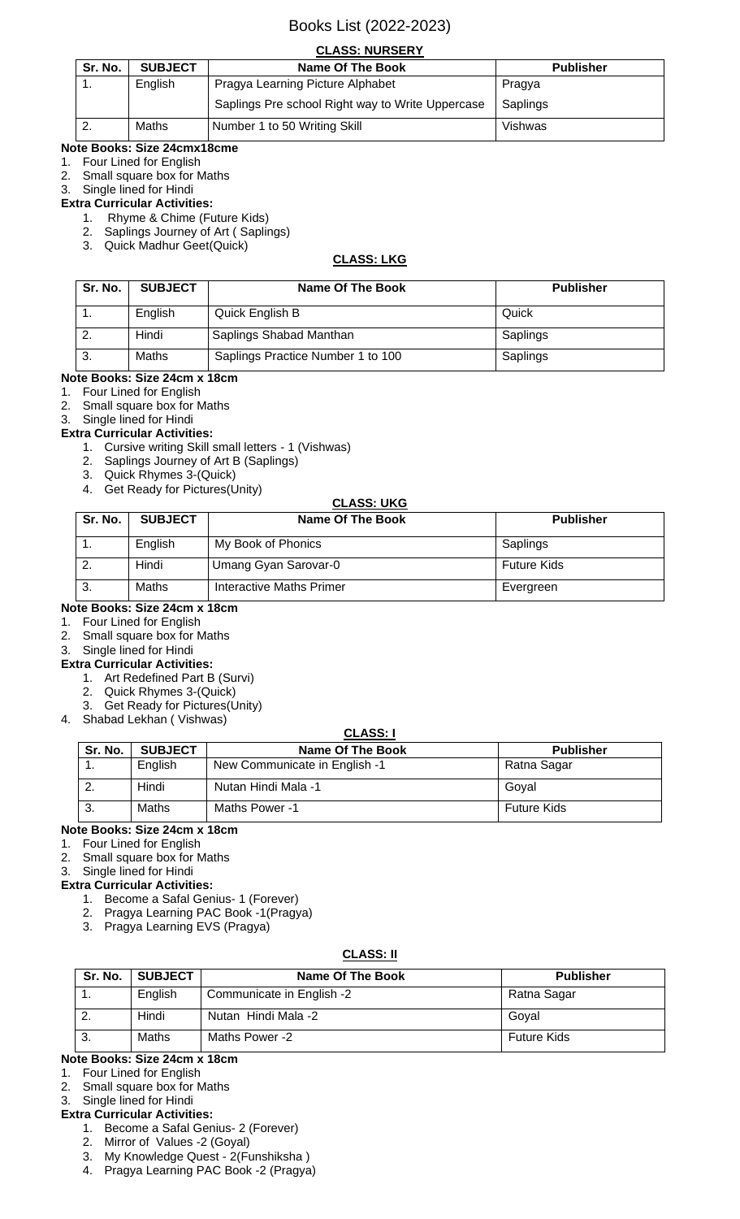# Books List (2022-2023)

## CLASS: NURSERY

| Sr. No. | SUBJECT | Name Of The Book | Publisher |
|---|---|---|---|
| 1. | English | Pragya Learning Picture Alphabet | Pragya |
| | | Saplings Pre school Right way to Write Uppercase | Saplings |
| 2. | Maths | Number 1 to 50 Writing Skill | Vishwas |

**Note Books: Size 24cmx18cme**

1. Four Lined for English
2. Small square box for Maths
3. Single lined for Hindi

**Extra Curricular Activities:**

1. Rhyme & Chime (Future Kids)
2. Saplings Journey of Art ( Saplings)
3. Quick Madhur Geet(Quick)

## CLASS: LKG

| Sr. No. | SUBJECT | Name Of The Book | Publisher |
|---|---|---|---|
| 1. | English | Quick English B | Quick |
| 2. | Hindi | Saplings Shabad Manthan | Saplings |
| 3. | Maths | Saplings Practice Number 1 to 100 | Saplings |

**Note Books: Size 24cm x 18cm**

1. Four Lined for English
2. Small square box for Maths
3. Single lined for Hindi

**Extra Curricular Activities:**

1. Cursive writing Skill small letters - 1 (Vishwas)
2. Saplings Journey of Art B (Saplings)
3. Quick Rhymes 3-(Quick)
4. Get Ready for Pictures(Unity)

## CLASS: UKG

| Sr. No. | SUBJECT | Name Of The Book | Publisher |
|---|---|---|---|
| 1. | English | My Book of Phonics | Saplings |
| 2. | Hindi | Umang Gyan Sarovar-0 | Future Kids |
| 3. | Maths | Interactive Maths Primer | Evergreen |

**Note Books: Size 24cm x 18cm**

1. Four Lined for English
2. Small square box for Maths
3. Single lined for Hindi

**Extra Curricular Activities:**

1. Art Redefined Part B (Survi)
2. Quick Rhymes 3-(Quick)
3. Get Ready for Pictures(Unity)
4. Shabad Lekhan ( Vishwas)

## CLASS: I

| Sr. No. | SUBJECT | Name Of The Book | Publisher |
|---|---|---|---|
| 1. | English | New Communicate in English -1 | Ratna Sagar |
| 2. | Hindi | Nutan Hindi Mala -1 | Goyal |
| 3. | Maths | Maths Power -1 | Future Kids |

**Note Books: Size 24cm x 18cm**

1. Four Lined for English
2. Small square box for Maths
3. Single lined for Hindi

**Extra Curricular Activities:**

1. Become a Safal Genius- 1 (Forever)
2. Pragya Learning PAC Book -1(Pragya)
3. Pragya Learning EVS (Pragya)

## CLASS: II

| Sr. No. | SUBJECT | Name Of The Book | Publisher |
|---|---|---|---|
| 1. | English | Communicate in English -2 | Ratna Sagar |
| 2. | Hindi | Nutan Hindi Mala -2 | Goyal |
| 3. | Maths | Maths Power -2 | Future Kids |

**Note Books: Size 24cm x 18cm**

1. Four Lined for English
2. Small square box for Maths
3. Single lined for Hindi

**Extra Curricular Activities:**

1. Become a Safal Genius- 2 (Forever)
2. Mirror of Values -2 (Goyal)
3. My Knowledge Quest - 2(Funshiksha )
4. Pragya Learning PAC Book -2 (Pragya)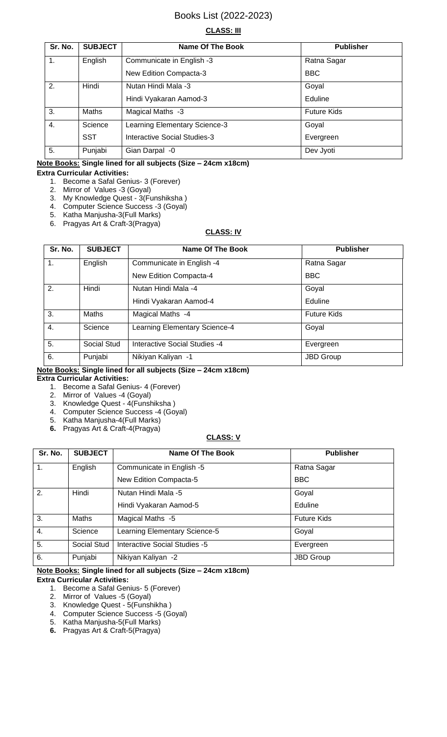# Books List (2022-2023)

## CLASS: III

| Sr. No. | SUBJECT | Name Of The Book | Publisher |
|---|---|---|---|
| 1. | English | Communicate in English -3 | Ratna Sagar |
| | | New Edition Compacta-3 | BBC |
| 2. | Hindi | Nutan Hindi Mala -3 | Goyal |
| | | Hindi Vyakaran Aamod-3 | Eduline |
| 3. | Maths | Magical Maths -3 | Future Kids |
| 4. | Science | Learning Elementary Science-3 | Goyal |
| | SST | Interactive Social Studies-3 | Evergreen |
| 5. | Punjabi | Gian Darpal -0 | Dev Jyoti |

**Note Books: Single lined for all subjects (Size – 24cm x18cm)**

**Extra Curricular Activities:**

1. Become a Safal Genius- 3 (Forever)
2. Mirror of Values -3 (Goyal)
3. My Knowledge Quest - 3(Funshiksha )
4. Computer Science Success -3 (Goyal)
5. Katha Manjusha-3(Full Marks)
6. Pragyas Art & Craft-3(Pragya)

## CLASS: IV

| Sr. No. | SUBJECT | Name Of The Book | Publisher |
|---|---|---|---|
| 1. | English | Communicate in English -4 | Ratna Sagar |
| | | New Edition Compacta-4 | BBC |
| 2. | Hindi | Nutan Hindi Mala -4 | Goyal |
| | | Hindi Vyakaran Aamod-4 | Eduline |
| 3. | Maths | Magical Maths -4 | Future Kids |
| 4. | Science | Learning Elementary Science-4 | Goyal |
| 5. | Social Stud | Interactive Social Studies -4 | Evergreen |
| 6. | Punjabi | Nikiyan Kaliyan -1 | JBD Group |

**Note Books: Single lined for all subjects (Size – 24cm x18cm)**

**Extra Curricular Activities:**

1. Become a Safal Genius- 4 (Forever)
2. Mirror of Values -4 (Goyal)
3. Knowledge Quest - 4(Funshiksha )
4. Computer Science Success -4 (Goyal)
5. Katha Manjusha-4(Full Marks)
6. Pragyas Art & Craft-4(Pragya)

## CLASS: V

| Sr. No. | SUBJECT | Name Of The Book | Publisher |
|---|---|---|---|
| 1. | English | Communicate in English -5 | Ratna Sagar |
| | | New Edition Compacta-5 | BBC |
| 2. | Hindi | Nutan Hindi Mala -5 | Goyal |
| | | Hindi Vyakaran Aamod-5 | Eduline |
| 3. | Maths | Magical Maths -5 | Future Kids |
| 4. | Science | Learning Elementary Science-5 | Goyal |
| 5. | Social Stud | Interactive Social Studies -5 | Evergreen |
| 6. | Punjabi | Nikiyan Kaliyan -2 | JBD Group |

**Note Books: Single lined for all subjects (Size – 24cm x18cm)**

**Extra Curricular Activities:**

1. Become a Safal Genius- 5 (Forever)
2. Mirror of Values -5 (Goyal)
3. Knowledge Quest - 5(Funshikha )
4. Computer Science Success -5 (Goyal)
5. Katha Manjusha-5(Full Marks)
6. Pragyas Art & Craft-5(Pragya)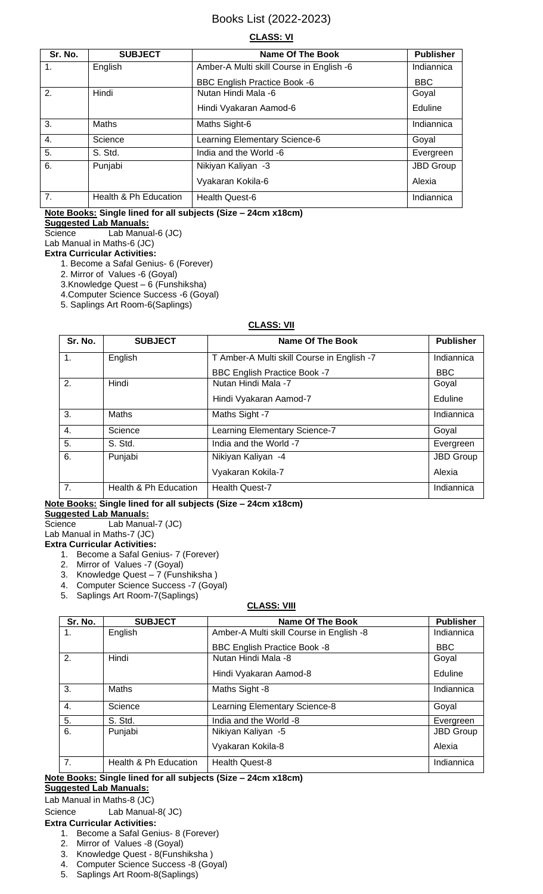# Books List (2022-2023)

## CLASS: VI

| Sr. No. | SUBJECT | Name Of The Book | Publisher |
|---|---|---|---|
| 1. | English | Amber-A Multi skill Course in English -6 | Indiannica |
| | | BBC English Practice Book -6 | BBC |
| 2. | Hindi | Nutan Hindi Mala -6 | Goyal |
| | | Hindi Vyakaran Aamod-6 | Eduline |
| 3. | Maths | Maths Sight-6 | Indiannica |
| 4. | Science | Learning Elementary Science-6 | Goyal |
| 5. | S. Std. | India and the World -6 | Evergreen |
| 6. | Punjabi | Nikiyan Kaliyan -3 | JBD Group |
| | | Vyakaran Kokila-6 | Alexia |
| 7. | Health & Ph Education | Health Quest-6 | Indiannica |

**Note Books: Single lined for all subjects (Size – 24cm x18cm)**

**Suggested Lab Manuals:**

Science Lab Manual-6 (JC)

Lab Manual in Maths-6 (JC)

**Extra Curricular Activities:**

1. Become a Safal Genius- 6 (Forever)
2. Mirror of Values -6 (Goyal)
3. Knowledge Quest – 6 (Funshiksha)
4. Computer Science Success -6 (Goyal)
5. Saplings Art Room-6(Saplings)

## CLASS: VII

| Sr. No. | SUBJECT | Name Of The Book | Publisher |
|---|---|---|---|
| 1. | English | T Amber-A Multi skill Course in English -7 | Indiannica |
| | | BBC English Practice Book -7 | BBC |
| 2. | Hindi | Nutan Hindi Mala -7 | Goyal |
| | | Hindi Vyakaran Aamod-7 | Eduline |
| 3. | Maths | Maths Sight -7 | Indiannica |
| 4. | Science | Learning Elementary Science-7 | Goyal |
| 5. | S. Std. | India and the World -7 | Evergreen |
| 6. | Punjabi | Nikiyan Kaliyan -4 | JBD Group |
| | | Vyakaran Kokila-7 | Alexia |
| 7. | Health & Ph Education | Health Quest-7 | Indiannica |

**Note Books: Single lined for all subjects (Size – 24cm x18cm)**

**Suggested Lab Manuals:**

Science Lab Manual-7 (JC)

Lab Manual in Maths-7 (JC)

**Extra Curricular Activities:**

1. Become a Safal Genius- 7 (Forever)
2. Mirror of Values -7 (Goyal)
3. Knowledge Quest – 7 (Funshiksha )
4. Computer Science Success -7 (Goyal)
5. Saplings Art Room-7(Saplings)

## CLASS: VIII

| Sr. No. | SUBJECT | Name Of The Book | Publisher |
|---|---|---|---|
| 1. | English | Amber-A Multi skill Course in English -8 | Indiannica |
| | | BBC English Practice Book -8 | BBC |
| 2. | Hindi | Nutan Hindi Mala -8 | Goyal |
| | | Hindi Vyakaran Aamod-8 | Eduline |
| 3. | Maths | Maths Sight -8 | Indiannica |
| 4. | Science | Learning Elementary Science-8 | Goyal |
| 5. | S. Std. | India and the World -8 | Evergreen |
| 6. | Punjabi | Nikiyan Kaliyan -5 | JBD Group |
| | | Vyakaran Kokila-8 | Alexia |
| 7. | Health & Ph Education | Health Quest-8 | Indiannica |

**Note Books: Single lined for all subjects (Size – 24cm x18cm)**

**Suggested Lab Manuals:**

Lab Manual in Maths-8 (JC)

Science Lab Manual-8( JC)

**Extra Curricular Activities:**

1. Become a Safal Genius- 8 (Forever)
2. Mirror of Values -8 (Goyal)
3. Knowledge Quest - 8(Funshiksha )
4. Computer Science Success -8 (Goyal)
5. Saplings Art Room-8(Saplings)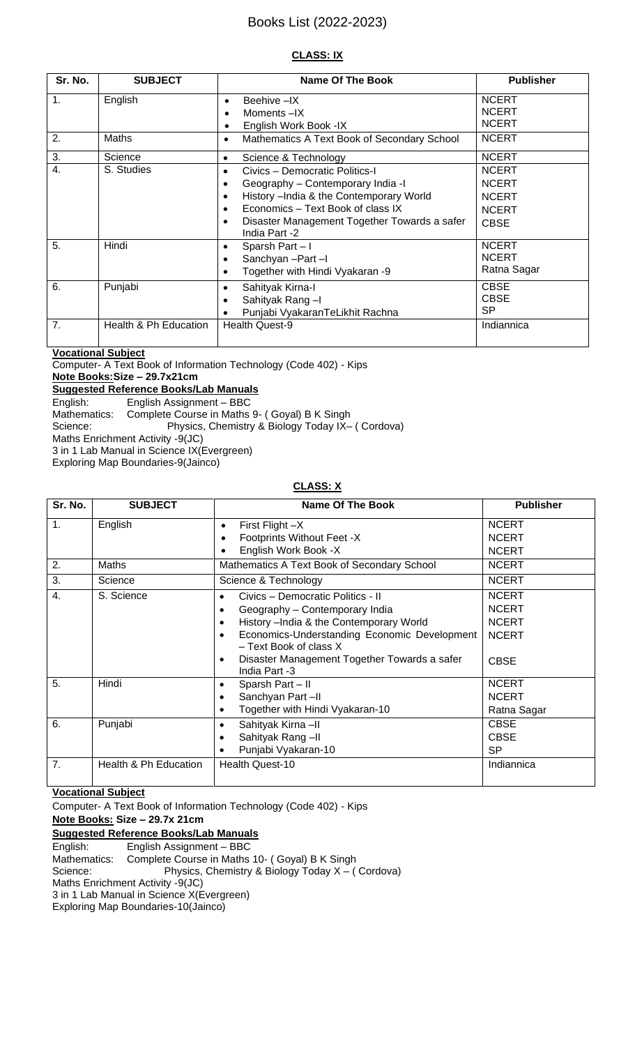# Books List (2022-2023)

## CLASS: IX

| Sr. No. | SUBJECT | Name Of The Book | Publisher |
|---|---|---|---|
| 1. | English | • Beehive –IX<br>• Moments –IX<br>• English Work Book -IX | NCERT<br>NCERT<br>NCERT |
| 2. | Maths | • Mathematics A Text Book of Secondary School | NCERT |
| 3. | Science | • Science & Technology | NCERT |
| 4. | S. Studies | • Civics – Democratic Politics-I<br>• Geography – Contemporary India -I<br>• History –India & the Contemporary World<br>• Economics – Text Book of class IX<br>• Disaster Management Together Towards a safer India Part -2 | NCERT<br>NCERT<br>NCERT<br>NCERT<br>CBSE |
| 5. | Hindi | • Sparsh Part – I<br>• Sanchyan –Part –I<br>• Together with Hindi Vyakaran -9 | NCERT<br>NCERT<br>Ratna Sagar |
| 6. | Punjabi | • Sahityak Kirna-I<br>• Sahityak Rang –I<br>• Punjabi VyakaranTeLikhit Rachna | CBSE<br>CBSE<br>SP |
| 7. | Health & Ph Education | Health Quest-9 | Indiannica |

**Vocational Subject**

Computer- A Text Book of Information Technology (Code 402) - Kips

**Note Books:Size – 29.7x21cm**

**Suggested Reference Books/Lab Manuals**

English: English Assignment – BBC
Mathematics: Complete Course in Maths 9- ( Goyal) B K Singh
Science: Physics, Chemistry & Biology Today IX– ( Cordova)
Maths Enrichment Activity -9(JC)
3 in 1 Lab Manual in Science IX(Evergreen)
Exploring Map Boundaries-9(Jainco)

## CLASS: X

| Sr. No. | SUBJECT | Name Of The Book | Publisher |
|---|---|---|---|
| 1. | English | • First Flight –X<br>• Footprints Without Feet -X<br>• English Work Book -X | NCERT<br>NCERT<br>NCERT |
| 2. | Maths | Mathematics A Text Book of Secondary School | NCERT |
| 3. | Science | Science & Technology | NCERT |
| 4. | S. Science | • Civics – Democratic Politics - II<br>• Geography – Contemporary India<br>• History –India & the Contemporary World<br>• Economics-Understanding Economic Development – Text Book of class X<br>• Disaster Management Together Towards a safer India Part -3 | NCERT<br>NCERT<br>NCERT<br>NCERT<br>CBSE |
| 5. | Hindi | • Sparsh Part – II<br>• Sanchyan Part –II<br>• Together with Hindi Vyakaran-10 | NCERT<br>NCERT<br>Ratna Sagar |
| 6. | Punjabi | • Sahityak Kirna –II<br>• Sahityak Rang –II<br>• Punjabi Vyakaran-10 | CBSE<br>CBSE<br>SP |
| 7. | Health & Ph Education | Health Quest-10 | Indiannica |

**Vocational Subject**

Computer- A Text Book of Information Technology (Code 402) - Kips

**Note Books: Size – 29.7x 21cm**

**Suggested Reference Books/Lab Manuals**

English: English Assignment – BBC
Mathematics: Complete Course in Maths 10- ( Goyal) B K Singh
Science: Physics, Chemistry & Biology Today X – ( Cordova)
Maths Enrichment Activity -9(JC)
3 in 1 Lab Manual in Science X(Evergreen)
Exploring Map Boundaries-10(Jainco)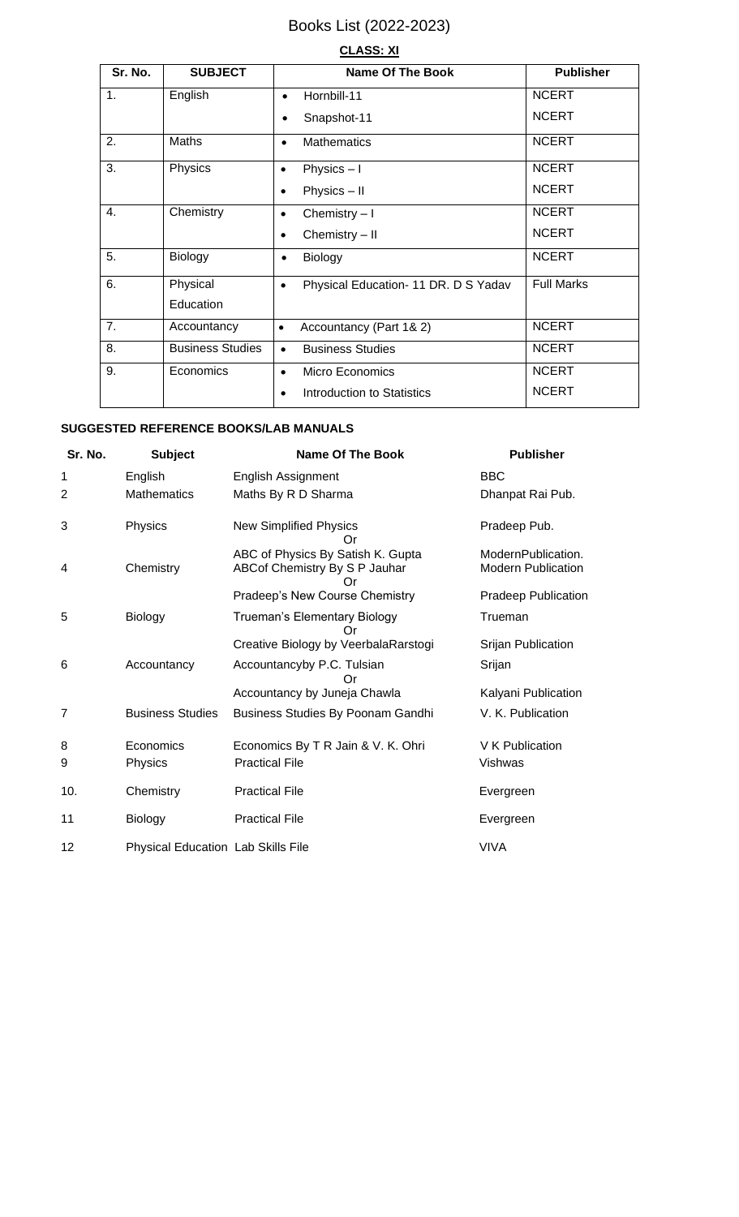# Books List (2022-2023)

## CLASS: XI

| Sr. No. | SUBJECT | Name Of The Book | Publisher |
|---|---|---|---|
| 1. | English | • Hornbill-11<br>• Snapshot-11 | NCERT<br>NCERT |
| 2. | Maths | • Mathematics | NCERT |
| 3. | Physics | • Physics – I<br>• Physics – II | NCERT<br>NCERT |
| 4. | Chemistry | • Chemistry – I<br>• Chemistry – II | NCERT<br>NCERT |
| 5. | Biology | • Biology | NCERT |
| 6. | Physical Education | • Physical Education- 11 DR. D S Yadav | Full Marks |
| 7. | Accountancy | • Accountancy (Part 1& 2) | NCERT |
| 8. | Business Studies | • Business Studies | NCERT |
| 9. | Economics | • Micro Economics<br>• Introduction to Statistics | NCERT<br>NCERT |

### SUGGESTED REFERENCE BOOKS/LAB MANUALS

| Sr. No. | Subject | Name Of The Book | Publisher |
|---|---|---|---|
| 1 | English | English Assignment | BBC |
| 2 | Mathematics | Maths By R D Sharma | Dhanpat Rai Pub. |
| 3 | Physics | New Simplified Physics<br>Or<br>ABC of Physics By Satish K. Gupta | Pradeep Pub.<br><br>ModernPublication. |
| 4 | Chemistry | ABCof Chemistry By S P Jauhar<br>Or<br>Pradeep's New Course Chemistry | Modern Publication<br><br>Pradeep Publication |
| 5 | Biology | Trueman's Elementary Biology<br>Or<br>Creative Biology by VeerbalaRarstogi | Trueman<br><br>Srijan Publication |
| 6 | Accountancy | Accountancyby P.C. Tulsian<br>Or<br>Accountancy by Juneja Chawla | Srijan<br><br>Kalyani Publication |
| 7 | Business Studies | Business Studies By Poonam Gandhi | V. K. Publication |
| 8 | Economics | Economics By T R Jain & V. K. Ohri | V K Publication |
| 9 | Physics | Practical File | Vishwas |
| 10. | Chemistry | Practical File | Evergreen |
| 11 | Biology | Practical File | Evergreen |
| 12 | Physical Education | Lab Skills File | VIVA |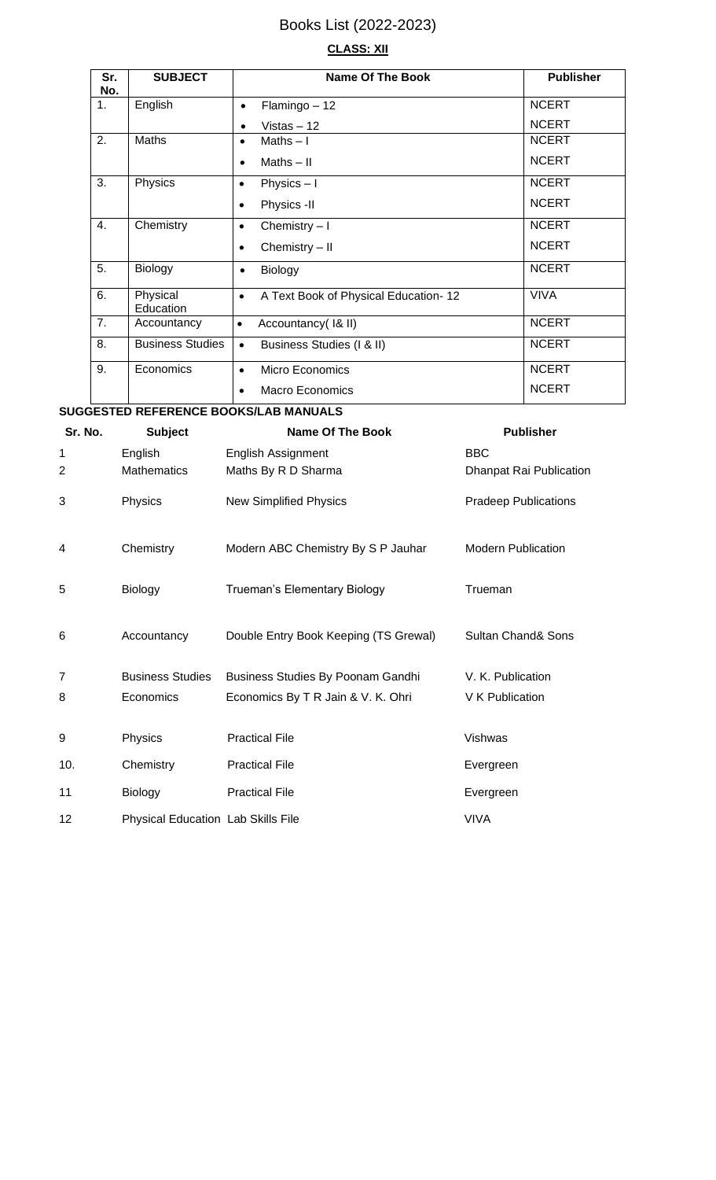# Books List (2022-2023)

## CLASS: XII

| Sr. No. | SUBJECT | Name Of The Book | Publisher |
|---|---|---|---|
| 1. | English | • Flamingo – 12 | NCERT |
| | | • Vistas – 12 | NCERT |
| 2. | Maths | • Maths – I | NCERT |
| | | • Maths – II | NCERT |
| 3. | Physics | • Physics – I | NCERT |
| | | • Physics -II | NCERT |
| 4. | Chemistry | • Chemistry – I | NCERT |
| | | • Chemistry – II | NCERT |
| 5. | Biology | • Biology | NCERT |
| 6. | Physical Education | • A Text Book of Physical Education- 12 | VIVA |
| 7. | Accountancy | • Accountancy( I& II) | NCERT |
| 8. | Business Studies | • Business Studies (I & II) | NCERT |
| 9. | Economics | • Micro Economics | NCERT |
| | | • Macro Economics | NCERT |

**SUGGESTED REFERENCE BOOKS/LAB MANUALS**

| Sr. No. | Subject | Name Of The Book | Publisher |
|---|---|---|---|
| 1 | English | English Assignment | BBC |
| 2 | Mathematics | Maths By R D Sharma | Dhanpat Rai Publication |
| 3 | Physics | New Simplified Physics | Pradeep Publications |
| 4 | Chemistry | Modern ABC Chemistry By S P Jauhar | Modern Publication |
| 5 | Biology | Trueman's Elementary Biology | Trueman |
| 6 | Accountancy | Double Entry Book Keeping (TS Grewal) | Sultan Chand& Sons |
| 7 | Business Studies | Business Studies By Poonam Gandhi | V. K. Publication |
| 8 | Economics | Economics By T R Jain & V. K. Ohri | V K Publication |
| 9 | Physics | Practical File | Vishwas |
| 10. | Chemistry | Practical File | Evergreen |
| 11 | Biology | Practical File | Evergreen |
| 12 | Physical Education | Lab Skills File | VIVA |